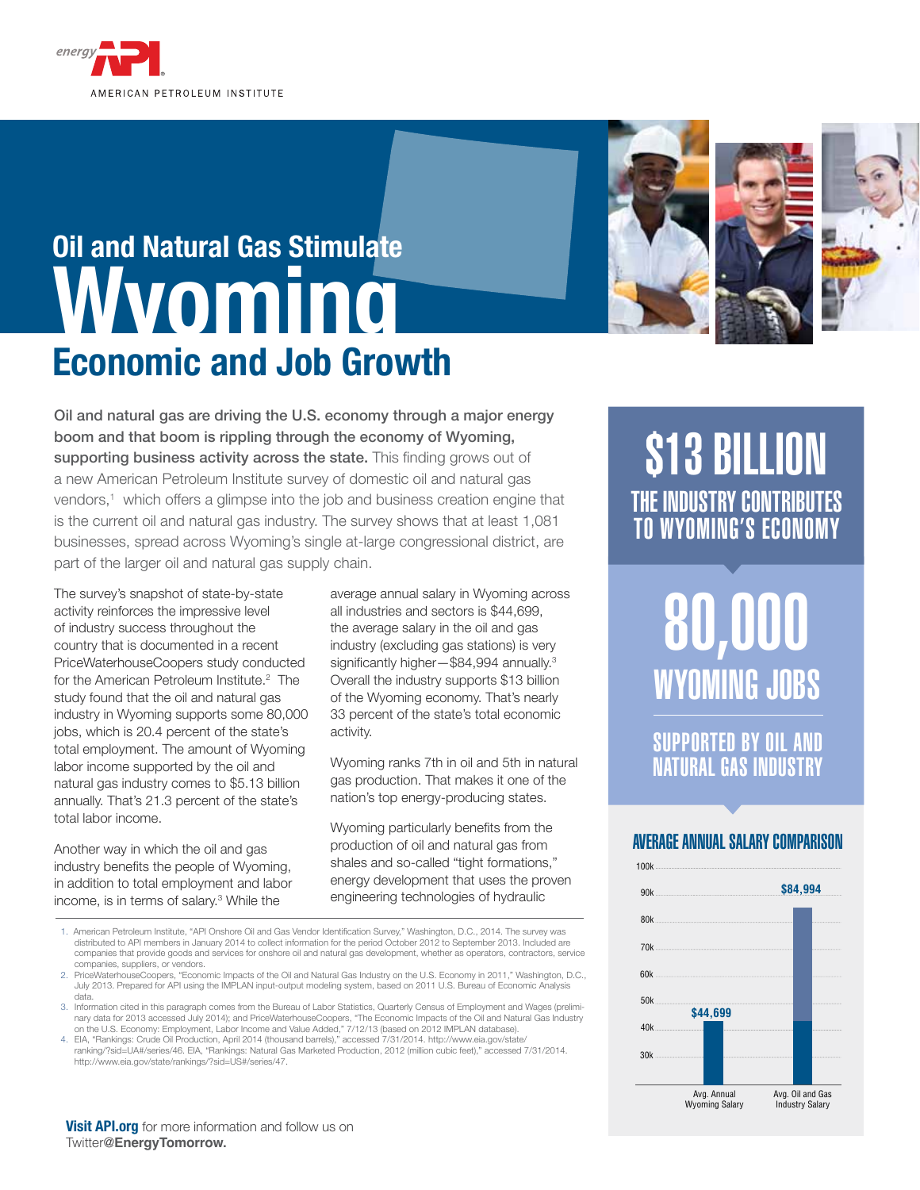energy API
AMERICAN PETROLEUM INSTITUTE

# Oil and Natural Gas Stimulate Wyoming Economic and Job Growth

**Oil and natural gas are driving the U.S. economy through a major energy boom and that boom is rippling through the economy of Wyoming, supporting business activity across the state.** This finding grows out of a new American Petroleum Institute survey of domestic oil and natural gas vendors,[1] which offers a glimpse into the job and business creation engine that is the current oil and natural gas industry. The survey shows that at least 1,081 businesses, spread across Wyoming's single at-large congressional district, are part of the larger oil and natural gas supply chain.

The survey's snapshot of state-by-state activity reinforces the impressive level of industry success throughout the country that is documented in a recent PriceWaterhouseCoopers study conducted for the American Petroleum Institute.[2] The study found that the oil and natural gas industry in Wyoming supports some 80,000 jobs, which is 20.4 percent of the state's total employment. The amount of Wyoming labor income supported by the oil and natural gas industry comes to $5.13 billion annually. That's 21.3 percent of the state's total labor income.

Another way in which the oil and gas industry benefits the people of Wyoming, in addition to total employment and labor income, is in terms of salary.[3] While the average annual salary in Wyoming across all industries and sectors is $44,699, the average salary in the oil and gas industry (excluding gas stations) is very significantly higher—$84,994 annually.[3] Overall the industry supports $13 billion of the Wyoming economy. That's nearly 33 percent of the state's total economic activity.

Wyoming ranks 7th in oil and 5th in natural gas production. That makes it one of the nation's top energy-producing states.

Wyoming particularly benefits from the production of oil and natural gas from shales and so-called "tight formations," energy development that uses the proven engineering technologies of hydraulic

**$13 BILLION**
**THE INDUSTRY CONTRIBUTES TO WYOMING'S ECONOMY**

**80,000**
**WYOMING JOBS**
**SUPPORTED BY OIL AND NATURAL GAS INDUSTRY**

**AVERAGE ANNUAL SALARY COMPARISON**

| | Avg. Annual Wyoming Salary | Avg. Oil and Gas Industry Salary |
|---|---|---|
| Salary | $44,699 | $84,994 |

1. American Petroleum Institute, "API Onshore Oil and Gas Vendor Identification Survey," Washington, D.C., 2014. The survey was distributed to API members in January 2014 to collect information for the period October 2012 to September 2013. Included are companies that provide goods and services for onshore oil and natural gas development, whether as operators, contractors, service companies, suppliers, or vendors.
2. PriceWaterhouseCoopers, "Economic Impacts of the Oil and Natural Gas Industry on the U.S. Economy in 2011," Washington, D.C., July 2013. Prepared for API using the IMPLAN input-output modeling system, based on 2011 U.S. Bureau of Economic Analysis data.
3. Information cited in this paragraph comes from the Bureau of Labor Statistics, Quarterly Census of Employment and Wages (preliminary data for 2013 accessed July 2014); and PriceWaterhouseCoopers, "The Economic Impacts of the Oil and Natural Gas Industry on the U.S. Economy: Employment, Labor Income and Value Added," 7/12/13 (based on 2012 IMPLAN database).
4. EIA, "Rankings: Crude Oil Production, April 2014 (thousand barrels)," accessed 7/31/2014. http://www.eia.gov/state/ranking/?sid=UA#/series/46. EIA, "Rankings: Natural Gas Marketed Production, 2012 (million cubic feet)," accessed 7/31/2014. http://www.eia.gov/state/rankings/?sid=US#/series/47.

**Visit API.org** for more information and follow us on Twitter **@EnergyTomorrow.**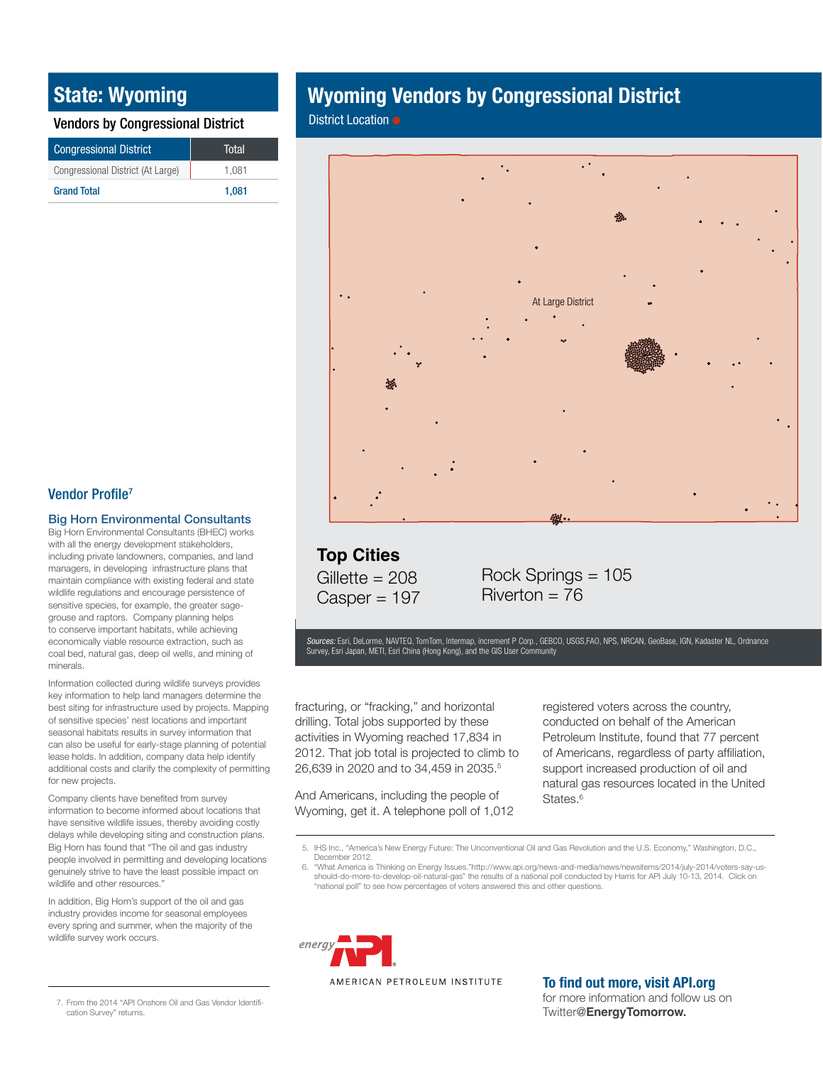# State: Wyoming

## Vendors by Congressional District

| Congressional District | Total |
|---|---|
| Congressional District (At Large) | 1,081 |
| **Grand Total** | **1,081** |

## Vendor Profile[7]

### Big Horn Environmental Consultants

Big Horn Environmental Consultants (BHEC) works with all the energy development stakeholders, including private landowners, companies, and land managers, in developing infrastructure plans that maintain compliance with existing federal and state wildlife regulations and encourage persistence of sensitive species, for example, the greater sage-grouse and raptors. Company planning helps to conserve important habitats, while achieving economically viable resource extraction, such as coal bed, natural gas, deep oil wells, and mining of minerals.

Information collected during wildlife surveys provides key information to help land managers determine the best siting for infrastructure used by projects. Mapping of sensitive species' nest locations and important seasonal habitats results in survey information that can also be useful for early-stage planning of potential lease holds. In addition, company data help identify additional costs and clarify the complexity of permitting for new projects.

Company clients have benefited from survey information to become informed about locations that have sensitive wildlife issues, thereby avoiding costly delays while developing siting and construction plans. Big Horn has found that "The oil and gas industry people involved in permitting and developing locations genuinely strive to have the least possible impact on wildlife and other resources."

In addition, Big Horn's support of the oil and gas industry provides income for seasonal employees every spring and summer, when the majority of the wildlife survey work occurs.

7. From the 2014 "API Onshore Oil and Gas Vendor Identification Survey" returns.

# Wyoming Vendors by Congressional District

District Location ●

At Large District

## Top Cities

Gillette = 208
Casper = 197
Rock Springs = 105
Riverton = 76

*Sources:* Esri, DeLorme, NAVTEQ, TomTom, Intermap, increment P Corp., GEBCO, USGS,FAO, NPS, NRCAN, GeoBase, IGN, Kadaster NL, Ordnance Survey, Esri Japan, METI, Esri China (Hong Kong), and the GIS User Community

fracturing, or "fracking," and horizontal drilling. Total jobs supported by these activities in Wyoming reached 17,834 in 2012. That job total is projected to climb to 26,639 in 2020 and to 34,459 in 2035.[5]

And Americans, including the people of Wyoming, get it. A telephone poll of 1,012 registered voters across the country, conducted on behalf of the American Petroleum Institute, found that 77 percent of Americans, regardless of party affiliation, support increased production of oil and natural gas resources located in the United States.[6]

5. IHS Inc., "America's New Energy Future: The Unconventional Oil and Gas Revolution and the U.S. Economy," Washington, D.C., December 2012.
6. "What America is Thinking on Energy Issues."http://www.api.org/news-and-media/news/newsitems/2014/july-2014/voters-say-us-should-do-more-to-develop-oil-natural-gas" the results of a national poll conducted by Harris for API July 10-13, 2014. Click on "national poll" to see how percentages of voters answered this and other questions.

energy API
AMERICAN PETROLEUM INSTITUTE

**To find out more, visit API.org**
for more information and follow us on Twitter**@EnergyTomorrow.**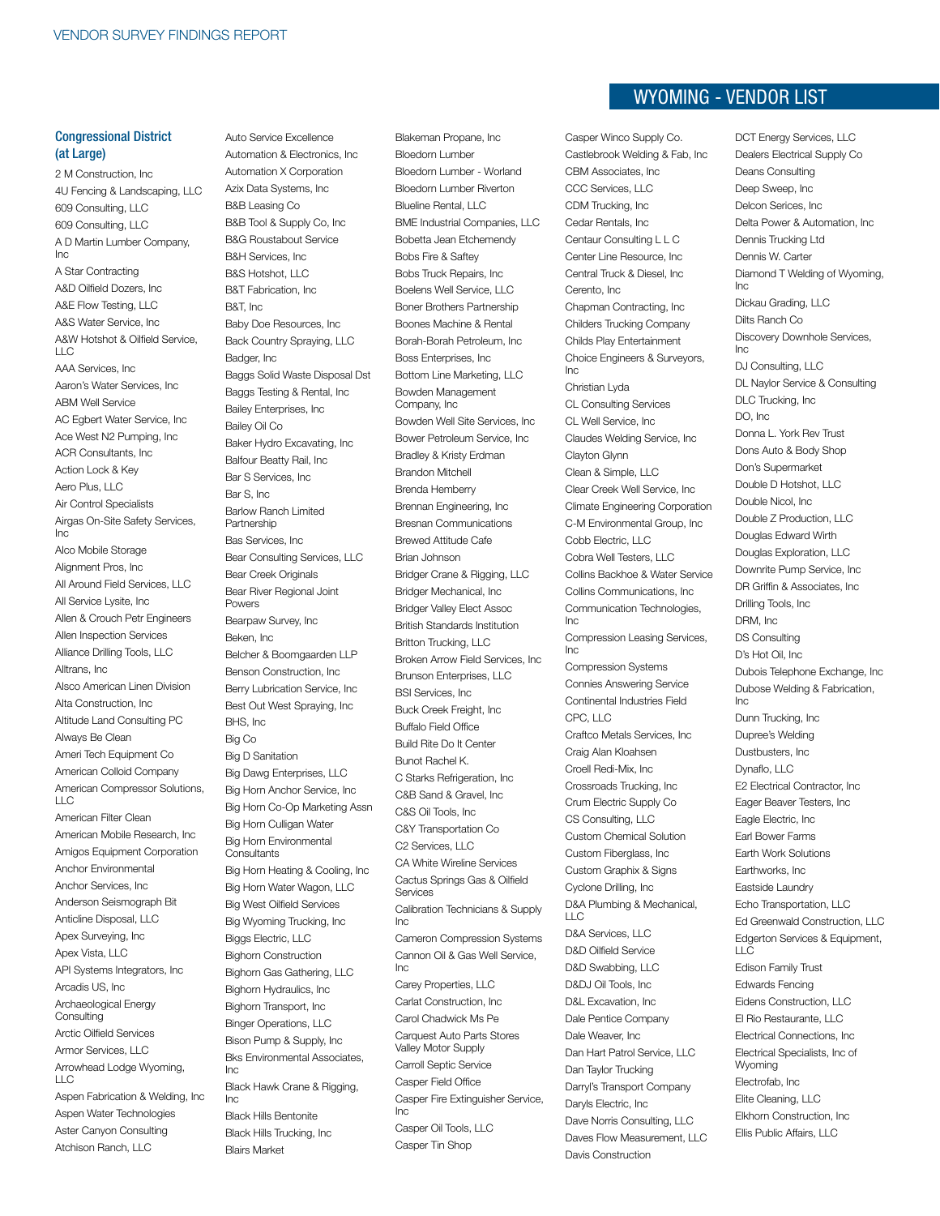## WYOMING - VENDOR LIST

### Congressional District (at Large)

2 M Construction, Inc
4U Fencing & Landscaping, LLC
609 Consulting, LLC
609 Consulting, LLC
A D Martin Lumber Company, Inc
A Star Contracting
A&D Oilfield Dozers, Inc
A&E Flow Testing, LLC
A&S Water Service, Inc
A&W Hotshot & Oilfield Service, LLC
AAA Services, Inc
Aaron's Water Services, Inc
ABM Well Service
AC Egbert Water Service, Inc
Ace West N2 Pumping, Inc
ACR Consultants, Inc
Action Lock & Key
Aero Plus, LLC
Air Control Specialists
Airgas On-Site Safety Services, Inc
Alco Mobile Storage
Alignment Pros, Inc
All Around Field Services, LLC
All Service Lysite, Inc
Allen & Crouch Petr Engineers
Allen Inspection Services
Alliance Drilling Tools, LLC
Alltrans, Inc
Alsco American Linen Division
Alta Construction, Inc
Altitude Land Consulting PC
Always Be Clean
Ameri Tech Equipment Co
American Colloid Company
American Compressor Solutions, LLC
American Filter Clean
American Mobile Research, Inc
Amigos Equipment Corporation
Anchor Environmental
Anchor Services, Inc
Anderson Seismograph Bit
Anticline Disposal, LLC
Apex Surveying, Inc
Apex Vista, LLC
API Systems Integrators, Inc
Arcadis US, Inc
Archaeological Energy Consulting
Arctic Oilfield Services
Armor Services, LLC
Arrowhead Lodge Wyoming, LLC
Aspen Fabrication & Welding, Inc
Aspen Water Technologies
Aster Canyon Consulting
Atchison Ranch, LLC
Auto Service Excellence
Automation & Electronics, Inc
Automation X Corporation
Azix Data Systems, Inc
B&B Leasing Co
B&B Tool & Supply Co, Inc
B&G Roustabout Service
B&H Services, Inc
B&S Hotshot, LLC
B&T Fabrication, Inc
B&T, Inc
Baby Doe Resources, Inc
Back Country Spraying, LLC
Badger, Inc
Baggs Solid Waste Disposal Dst
Baggs Testing & Rental, Inc
Bailey Enterprises, Inc
Bailey Oil Co
Baker Hydro Excavating, Inc
Balfour Beatty Rail, Inc
Bar S Services, Inc
Bar S, Inc
Barlow Ranch Limited Partnership
Bas Services, Inc
Bear Consulting Services, LLC
Bear Creek Originals
Bear River Regional Joint Powers
Bearpaw Survey, Inc
Beken, Inc
Belcher & Boomgaarden LLP
Benson Construction, Inc
Berry Lubrication Service, Inc
Best Out West Spraying, Inc
BHS, Inc
Big Co
Big D Sanitation
Big Dawg Enterprises, LLC
Big Horn Anchor Service, Inc
Big Horn Co-Op Marketing Assn
Big Horn Culligan Water
Big Horn Environmental Consultants
Big Horn Heating & Cooling, Inc
Big Horn Water Wagon, LLC
Big West Oilfield Services
Big Wyoming Trucking, Inc
Biggs Electric, LLC
Bighorn Construction
Bighorn Gas Gathering, LLC
Bighorn Hydraulics, Inc
Bighorn Transport, Inc
Binger Operations, LLC
Bison Pump & Supply, Inc
Bks Environmental Associates, Inc
Black Hawk Crane & Rigging, Inc
Black Hills Bentonite
Black Hills Trucking, Inc
Blairs Market
Blakeman Propane, Inc
Bloedorn Lumber
Bloedorn Lumber - Worland
Bloedorn Lumber Riverton
Blueline Rental, LLC
BME Industrial Companies, LLC
Bobetta Jean Etchemendy
Bobs Fire & Saftey
Bobs Truck Repairs, Inc
Boelens Well Service, LLC
Boner Brothers Partnership
Boones Machine & Rental
Borah-Borah Petroleum, Inc
Boss Enterprises, Inc
Bottom Line Marketing, LLC
Bowden Management Company, Inc
Bowden Well Site Services, Inc
Bower Petroleum Service, Inc
Bradley & Kristy Erdman
Brandon Mitchell
Brenda Hemberry
Brennan Engineering, Inc
Bresnan Communications
Brewed Attitude Cafe
Brian Johnson
Bridger Crane & Rigging, LLC
Bridger Mechanical, Inc
Bridger Valley Elect Assoc
British Standards Institution
Britton Trucking, LLC
Broken Arrow Field Services, Inc
Brunson Enterprises, LLC
BSI Services, Inc
Buck Creek Freight, Inc
Buffalo Field Office
Build Rite Do It Center
Bunot Rachel K.
C Starks Refrigeration, Inc
C&B Sand & Gravel, Inc
C&S Oil Tools, Inc
C&Y Transportation Co
C2 Services, LLC
CA White Wireline Services
Cactus Springs Gas & Oilfield Services
Calibration Technicians & Supply Inc
Cameron Compression Systems
Cannon Oil & Gas Well Service, Inc
Carey Properties, LLC
Carlat Construction, Inc
Carol Chadwick Ms Pe
Carquest Auto Parts Stores Valley Motor Supply
Carroll Septic Service
Casper Field Office
Casper Fire Extinguisher Service, Inc
Casper Oil Tools, LLC
Casper Tin Shop
Casper Winco Supply Co.
Castlebrook Welding & Fab, Inc
CBM Associates, Inc
CCC Services, LLC
CDM Trucking, Inc
Cedar Rentals, Inc
Centaur Consulting L L C
Center Line Resource, Inc
Central Truck & Diesel, Inc
Cerento, Inc
Chapman Contracting, Inc
Childers Trucking Company
Childs Play Entertainment
Choice Engineers & Surveyors, Inc
Christian Lyda
CL Consulting Services
CL Well Service, Inc
Claudes Welding Service, Inc
Clayton Glynn
Clean & Simple, LLC
Clear Creek Well Service, Inc
Climate Engineering Corporation
C-M Environmental Group, Inc
Cobb Electric, LLC
Cobra Well Testers, LLC
Collins Backhoe & Water Service
Collins Communications, Inc
Communication Technologies, Inc
Compression Leasing Services, Inc
Compression Systems
Connies Answering Service
Continental Industries Field
CPC, LLC
Craftco Metals Services, Inc
Craig Alan Kloahsen
Croell Redi-Mix, Inc
Crossroads Trucking, Inc
Crum Electric Supply Co
CS Consulting, LLC
Custom Chemical Solution
Custom Fiberglass, Inc
Custom Graphix & Signs
Cyclone Drilling, Inc
D&A Plumbing & Mechanical, LLC
D&A Services, LLC
D&D Oilfield Service
D&D Swabbing, LLC
D&DJ Oil Tools, Inc
D&L Excavation, Inc
Dale Pentice Company
Dale Weaver, Inc
Dan Hart Patrol Service, LLC
Dan Taylor Trucking
Darryl's Transport Company
Daryls Electric, Inc
Dave Norris Consulting, LLC
Daves Flow Measurement, LLC
Davis Construction
DCT Energy Services, LLC
Dealers Electrical Supply Co
Deans Consulting
Deep Sweep, Inc
Delcon Serices, Inc
Delta Power & Automation, Inc
Dennis Trucking Ltd
Dennis W. Carter
Diamond T Welding of Wyoming, Inc
Dickau Grading, LLC
Dilts Ranch Co
Discovery Downhole Services, Inc
DJ Consulting, LLC
DL Naylor Service & Consulting
DLC Trucking, Inc
DO, Inc
Donna L. York Rev Trust
Dons Auto & Body Shop
Don's Supermarket
Double D Hotshot, LLC
Double Nicol, Inc
Double Z Production, LLC
Douglas Edward Wirth
Douglas Exploration, LLC
Downrite Pump Service, Inc
DR Griffin & Associates, Inc
Drilling Tools, Inc
DRM, Inc
DS Consulting
D's Hot Oil, Inc
Dubois Telephone Exchange, Inc
Dubose Welding & Fabrication, Inc
Dunn Trucking, Inc
Dupree's Welding
Dustbusters, Inc
Dynaflo, LLC
E2 Electrical Contractor, Inc
Eager Beaver Testers, Inc
Eagle Electric, Inc
Earl Bower Farms
Earth Work Solutions
Earthworks, Inc
Eastside Laundry
Echo Transportation, LLC
Ed Greenwald Construction, LLC
Edgerton Services & Equipment, LLC
Edison Family Trust
Edwards Fencing
Eidens Construction, LLC
El Rio Restaurante, LLC
Electrical Connections, Inc
Electrical Specialists, Inc of Wyoming
Electrofab, Inc
Elite Cleaning, LLC
Elkhorn Construction, Inc
Ellis Public Affairs, LLC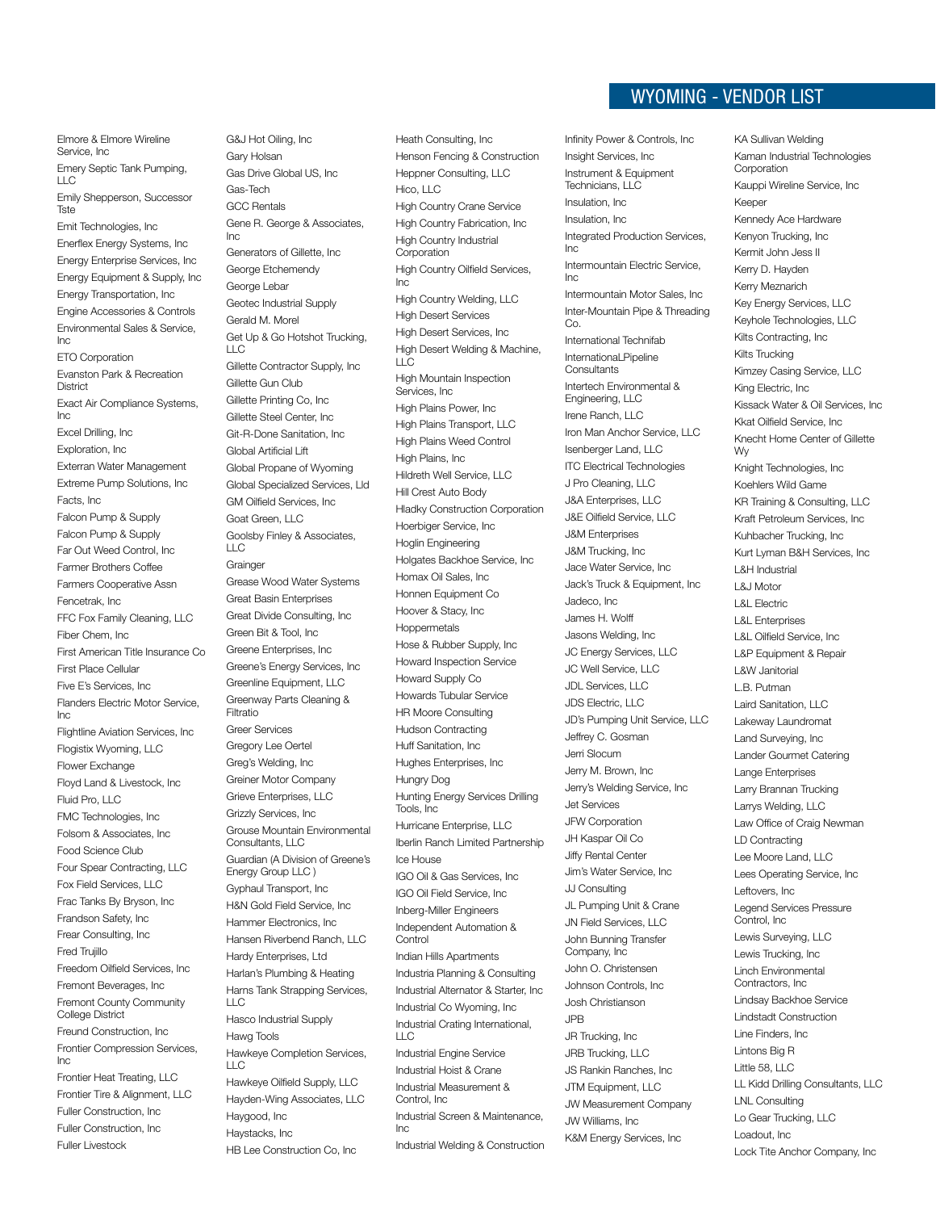# WYOMING - VENDOR LIST

Elmore & Elmore Wireline Service, Inc
Emery Septic Tank Pumping, LLC
Emily Shepperson, Successor Tste
Emit Technologies, Inc
Enerflex Energy Systems, Inc
Energy Enterprise Services, Inc
Energy Equipment & Supply, Inc
Energy Transportation, Inc
Engine Accessories & Controls
Environmental Sales & Service, Inc
ETO Corporation
Evanston Park & Recreation District
Exact Air Compliance Systems, Inc
Excel Drilling, Inc
Exploration, Inc
Exterran Water Management
Extreme Pump Solutions, Inc
Facts, Inc
Falcon Pump & Supply
Falcon Pump & Supply
Far Out Weed Control, Inc
Farmer Brothers Coffee
Farmers Cooperative Assn
Fencetrak, Inc
FFC Fox Family Cleaning, LLC
Fiber Chem, Inc
First American Title Insurance Co
First Place Cellular
Five E's Services, Inc
Flanders Electric Motor Service, Inc
Flightline Aviation Services, Inc
Flogistix Wyoming, LLC
Flower Exchange
Floyd Land & Livestock, Inc
Fluid Pro, LLC
FMC Technologies, Inc
Folsom & Associates, Inc
Food Science Club
Four Spear Contracting, LLC
Fox Field Services, LLC
Frac Tanks By Bryson, Inc
Frandson Safety, Inc
Frear Consulting, Inc
Fred Trujillo
Freedom Oilfield Services, Inc
Fremont Beverages, Inc
Fremont County Community College District
Freund Construction, Inc
Frontier Compression Services, Inc
Frontier Heat Treating, LLC
Frontier Tire & Alignment, LLC
Fuller Construction, Inc
Fuller Construction, Inc
Fuller Livestock

G&J Hot Oiling, Inc
Gary Holsan
Gas Drive Global US, Inc
Gas-Tech
GCC Rentals
Gene R. George & Associates, Inc
Generators of Gillette, Inc
George Etchemendy
George Lebar
Geotec Industrial Supply
Gerald M. Morel
Get Up & Go Hotshot Trucking, LLC
Gillette Contractor Supply, Inc
Gillette Gun Club
Gillette Printing Co, Inc
Gillette Steel Center, Inc
Git-R-Done Sanitation, Inc
Global Artificial Lift
Global Propane of Wyoming
Global Specialized Services, Ltd
GM Oilfield Services, Inc
Goat Green, LLC
Goolsby Finley & Associates, LLC
Grainger
Grease Wood Water Systems
Great Basin Enterprises
Great Divide Consulting, Inc
Green Bit & Tool, Inc
Greene Enterprises, Inc
Greene's Energy Services, Inc
Greenline Equipment, LLC
Greenway Parts Cleaning & Filtratio
Greer Services
Gregory Lee Oertel
Greg's Welding, Inc
Greiner Motor Company
Grieve Enterprises, LLC
Grizzly Services, Inc
Grouse Mountain Environmental Consultants, LLC
Guardian (A Division of Greene's Energy Group LLC )
Gyphaul Transport, Inc
H&N Gold Field Service, Inc
Hammer Electronics, Inc
Hansen Riverbend Ranch, LLC
Hardy Enterprises, Ltd
Harlan's Plumbing & Heating
Harns Tank Strapping Services, LLC
Hasco Industrial Supply
Hawg Tools
Hawkeye Completion Services, LLC
Hawkeye Oilfield Supply, LLC
Hayden-Wing Associates, LLC
Haygood, Inc
Haystacks, Inc
HB Lee Construction Co, Inc

Heath Consulting, Inc
Henson Fencing & Construction
Heppner Consulting, LLC
Hico, LLC
High Country Crane Service
High Country Fabrication, Inc
High Country Industrial Corporation
High Country Oilfield Services, Inc
High Country Welding, LLC
High Desert Services
High Desert Services, Inc
High Desert Welding & Machine, LLC
High Mountain Inspection Services, Inc
High Plains Power, Inc
High Plains Transport, LLC
High Plains Weed Control
High Plains, Inc
Hildreth Well Service, LLC
Hill Crest Auto Body
Hladky Construction Corporation
Hoerbiger Service, Inc
Hoglin Engineering
Holgates Backhoe Service, Inc
Homax Oil Sales, Inc
Honnen Equipment Co
Hoover & Stacy, Inc
Hoppermetals
Hose & Rubber Supply, Inc
Howard Inspection Service
Howard Supply Co
Howards Tubular Service
HR Moore Consulting
Hudson Contracting
Huff Sanitation, Inc
Hughes Enterprises, Inc
Hungry Dog
Hunting Energy Services Drilling Tools, Inc
Hurricane Enterprise, LLC
Iberlin Ranch Limited Partnership
Ice House
IGO Oil & Gas Services, Inc
IGO Oil Field Service, Inc
Inberg-Miller Engineers
Independent Automation & Control
Indian Hills Apartments
Industria Planning & Consulting
Industrial Alternator & Starter, Inc
Industrial Co Wyoming, Inc
Industrial Crating International, LLC
Industrial Engine Service
Industrial Hoist & Crane
Industrial Measurement & Control, Inc
Industrial Screen & Maintenance, Inc
Industrial Welding & Construction

Infinity Power & Controls, Inc
Insight Services, Inc
Instrument & Equipment Technicians, LLC
Insulation, Inc
Insulation, Inc
Integrated Production Services, Inc
Intermountain Electric Service, Inc
Intermountain Motor Sales, Inc
Inter-Mountain Pipe & Threading Co.
International Technifab
InternationaL Pipeline Consultants
Intertech Environmental & Engineering, LLC
Irene Ranch, LLC
Iron Man Anchor Service, LLC
Isenberger Land, LLC
ITC Electrical Technologies
J Pro Cleaning, LLC
J&A Enterprises, LLC
J&E Oilfield Service, LLC
J&M Enterprises
J&M Trucking, Inc
Jace Water Service, Inc
Jack's Truck & Equipment, Inc
Jadeco, Inc
James H. Wolff
Jasons Welding, Inc
JC Energy Services, LLC
JC Well Service, LLC
JDL Services, LLC
JDS Electric, LLC
JD's Pumping Unit Service, LLC
Jeffrey C. Gosman
Jerri Slocum
Jerry M. Brown, Inc
Jerry's Welding Service, Inc
Jet Services
JFW Corporation
JH Kaspar Oil Co
Jiffy Rental Center
Jim's Water Service, Inc
JJ Consulting
JL Pumping Unit & Crane
JN Field Services, LLC
John Bunning Transfer Company, Inc
John O. Christensen
Johnson Controls, Inc
Josh Christianson
JPB
JR Trucking, Inc
JRB Trucking, LLC
JS Rankin Ranches, Inc
JTM Equipment, LLC
JW Measurement Company
JW Williams, Inc
K&M Energy Services, Inc

KA Sullivan Welding
Kaman Industrial Technologies Corporation
Kauppi Wireline Service, Inc
Keeper
Kennedy Ace Hardware
Kenyon Trucking, Inc
Kermit John Jess II
Kerry D. Hayden
Kerry Meznarich
Key Energy Services, LLC
Keyhole Technologies, LLC
Kilts Contracting, Inc
Kilts Trucking
Kimzey Casing Service, LLC
King Electric, Inc
Kissack Water & Oil Services, Inc
Kkat Oilfield Service, Inc
Knecht Home Center of Gillette Wy
Knight Technologies, Inc
Koehlers Wild Game
KR Training & Consulting, LLC
Kraft Petroleum Services, Inc
Kuhbacher Trucking, Inc
Kurt Lyman B&H Services, Inc
L&H Industrial
L&J Motor
L&L Electric
L&L Enterprises
L&L Oilfield Service, Inc
L&P Equipment & Repair
L&W Janitorial
L.B. Putman
Laird Sanitation, LLC
Lakeway Laundromat
Land Surveying, Inc
Lander Gourmet Catering
Lange Enterprises
Larry Brannan Trucking
Larrys Welding, LLC
Law Office of Craig Newman
LD Contracting
Lee Moore Land, LLC
Lees Operating Service, Inc
Leftovers, Inc
Legend Services Pressure Control, Inc
Lewis Surveying, LLC
Lewis Trucking, Inc
Linch Environmental Contractors, Inc
Lindsay Backhoe Service
Lindstadt Construction
Line Finders, Inc
Lintons Big R
Little 58, LLC
LL Kidd Drilling Consultants, LLC
LNL Consulting
Lo Gear Trucking, LLC
Loadout, Inc
Lock Tite Anchor Company, Inc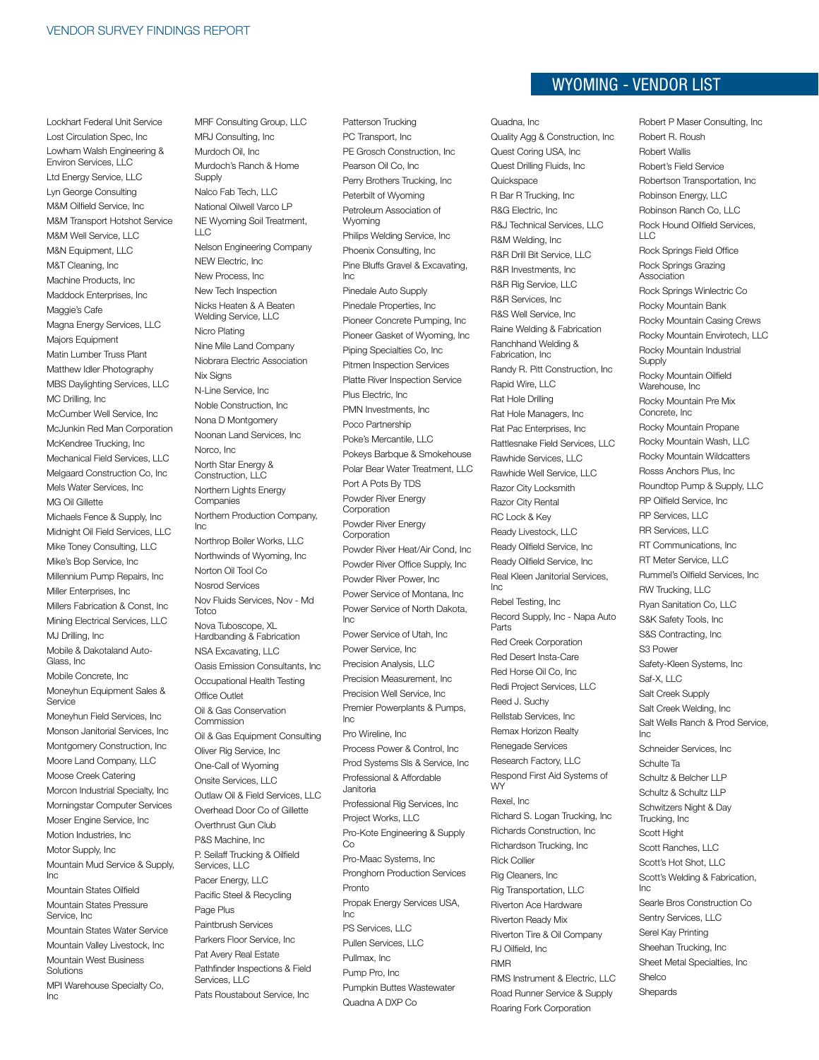## WYOMING - VENDOR LIST

Lockhart Federal Unit Service
Lost Circulation Spec, Inc
Lowham Walsh Engineering & Environ Services, LLC
Ltd Energy Service, LLC
Lyn George Consulting
M&M Oilfield Service, Inc
M&M Transport Hotshot Service
M&M Well Service, LLC
M&N Equipment, LLC
M&T Cleaning, Inc
Machine Products, Inc
Maddock Enterprises, Inc
Maggie's Cafe
Magna Energy Services, LLC
Majors Equipment
Matin Lumber Truss Plant
Matthew Idler Photography
MBS Daylighting Services, LLC
MC Drilling, Inc
McCumber Well Service, Inc
McJunkin Red Man Corporation
McKendree Trucking, Inc
Mechanical Field Services, LLC
Melgaard Construction Co, Inc
Mels Water Services, Inc
MG Oil Gillette
Michaels Fence & Supply, Inc
Midnight Oil Field Services, LLC
Mike Toney Consulting, LLC
Mike's Bop Service, Inc
Millennium Pump Repairs, Inc
Miller Enterprises, Inc
Millers Fabrication & Const, Inc
Mining Electrical Services, LLC
MJ Drilling, Inc
Mobile & Dakotaland Auto-Glass, Inc
Mobile Concrete, Inc
Moneyhun Equipment Sales & Service
Moneyhun Field Services, Inc
Monson Janitorial Services, Inc
Montgomery Construction, Inc
Moore Land Company, LLC
Moose Creek Catering
Morcon Industrial Specialty, Inc
Morningstar Computer Services
Moser Engine Service, Inc
Motion Industries, Inc
Motor Supply, Inc
Mountain Mud Service & Supply, Inc
Mountain States Oilfield
Mountain States Pressure Service, Inc
Mountain States Water Service
Mountain Valley Livestock, Inc
Mountain West Business Solutions
MPI Warehouse Specialty Co, Inc
MRF Consulting Group, LLC
MRJ Consulting, Inc
Murdoch Oil, Inc
Murdoch's Ranch & Home Supply
Nalco Fab Tech, LLC
National Oilwell Varco LP
NE Wyoming Soil Treatment, LLC
Nelson Engineering Company
NEW Electric, Inc
New Process, Inc
New Tech Inspection
Nicks Heaten & A Beaten Welding Service, LLC
Nicro Plating
Nine Mile Land Company
Niobrara Electric Association
Nix Signs
N-Line Service, Inc
Noble Construction, Inc
Nona D Montgomery
Noonan Land Services, Inc
Norco, Inc
North Star Energy & Construction, LLC
Northern Lights Energy Companies
Northern Production Company, Inc
Northrop Boiler Works, LLC
Northwinds of Wyoming, Inc
Norton Oil Tool Co
Nosrod Services
Nov Fluids Services, Nov - Md Totco
Nova Tuboscope, XL Hardbanding & Fabrication
NSA Excavating, LLC
Oasis Emission Consultants, Inc
Occupational Health Testing
Office Outlet
Oil & Gas Conservation Commission
Oil & Gas Equipment Consulting
Oliver Rig Service, Inc
One-Call of Wyoming
Onsite Services, LLC
Outlaw Oil & Field Services, LLC
Overhead Door Co of Gillette
Overthrust Gun Club
P&S Machine, Inc
P. Seilaff Trucking & Oilfield Services, LLC
Pacer Energy, LLC
Pacific Steel & Recycling
Page Plus
Paintbrush Services
Parkers Floor Service, Inc
Pat Avery Real Estate
Pathfinder Inspections & Field Services, LLC
Pats Roustabout Service, Inc
Patterson Trucking
PC Transport, Inc
PE Grosch Construction, Inc
Pearson Oil Co, Inc
Perry Brothers Trucking, Inc
Peterbilt of Wyoming
Petroleum Association of Wyoming
Philips Welding Service, Inc
Phoenix Consulting, Inc
Pine Bluffs Gravel & Excavating, Inc
Pinedale Auto Supply
Pinedale Properties, Inc
Pioneer Concrete Pumping, Inc
Pioneer Gasket of Wyoming, Inc
Piping Specialties Co, Inc
Pitmen Inspection Services
Platte River Inspection Service
Plus Electric, Inc
PMN Investments, Inc
Poco Partnership
Poke's Mercantile, LLC
Pokeys Barbque & Smokehouse
Polar Bear Water Treatment, LLC
Port A Pots By TDS
Powder River Energy Corporation
Powder River Energy Corporation
Powder River Heat/Air Cond, Inc
Powder River Office Supply, Inc
Powder River Power, Inc
Power Service of Montana, Inc
Power Service of North Dakota, Inc
Power Service of Utah, Inc
Power Service, Inc
Precision Analysis, LLC
Precision Measurement, Inc
Precision Well Service, Inc
Premier Powerplants & Pumps, Inc
Pro Wireline, Inc
Process Power & Control, Inc
Prod Systems Sls & Service, Inc
Professional & Affordable Janitoria
Professional Rig Services, Inc
Project Works, LLC
Pro-Kote Engineering & Supply Co
Pro-Maac Systems, Inc
Pronghorn Production Services
Pronto
Propak Energy Services USA, Inc
PS Services, LLC
Pullen Services, LLC
Pullmax, Inc
Pump Pro, Inc
Pumpkin Buttes Wastewater
Quadna A DXP Co
Quadna, Inc
Quality Agg & Construction, Inc
Quest Coring USA, Inc
Quest Drilling Fluids, Inc
Quickspace
R Bar R Trucking, Inc
R&G Electric, Inc
R&J Technical Services, LLC
R&M Welding, Inc
R&R Drill Bit Service, LLC
R&R Investments, Inc
R&R Rig Service, LLC
R&R Services, Inc
R&S Well Service, Inc
Raine Welding & Fabrication
Ranchhand Welding & Fabrication, Inc
Randy R. Pitt Construction, Inc
Rapid Wire, LLC
Rat Hole Drilling
Rat Hole Managers, Inc
Rat Pac Enterprises, Inc
Rattlesnake Field Services, LLC
Rawhide Services, LLC
Rawhide Well Service, LLC
Razor City Locksmith
Razor City Rental
RC Lock & Key
Ready Livestock, LLC
Ready Oilfield Service, Inc
Ready Oilfield Service, Inc
Real Kleen Janitorial Services, Inc
Rebel Testing, Inc
Record Supply, Inc - Napa Auto Parts
Red Creek Corporation
Red Desert Insta-Care
Red Horse Oil Co, Inc
Redi Project Services, LLC
Reed J. Suchy
Rellstab Services, Inc
Remax Horizon Realty
Renegade Services
Research Factory, LLC
Respond First Aid Systems of WY
Rexel, Inc
Richard S. Logan Trucking, Inc
Richards Construction, Inc
Richardson Trucking, Inc
Rick Collier
Rig Cleaners, Inc
Rig Transportation, LLC
Riverton Ace Hardware
Riverton Ready Mix
Riverton Tire & Oil Company
RJ Oilfield, Inc
RMR
RMS Instrument & Electric, LLC
Road Runner Service & Supply
Roaring Fork Corporation
Robert P Maser Consulting, Inc
Robert R. Roush
Robert Wallis
Robert's Field Service
Robertson Transportation, Inc
Robinson Energy, LLC
Robinson Ranch Co, LLC
Rock Hound Oilfield Services, LLC
Rock Springs Field Office
Rock Springs Grazing Association
Rock Springs Winlectric Co
Rocky Mountain Bank
Rocky Mountain Casing Crews
Rocky Mountain Envirotech, LLC
Rocky Mountain Industrial Supply
Rocky Mountain Oilfield Warehouse, Inc
Rocky Mountain Pre Mix Concrete, Inc
Rocky Mountain Propane
Rocky Mountain Wash, LLC
Rocky Mountain Wildcatters
Rosss Anchors Plus, Inc
Roundtop Pump & Supply, LLC
RP Oilfield Service, Inc
RP Services, LLC
RR Services, LLC
RT Communications, Inc
RT Meter Service, LLC
Rummel's Oilfield Services, Inc
RW Trucking, LLC
Ryan Sanitation Co, LLC
S&K Safety Tools, Inc
S&S Contracting, Inc
S3 Power
Safety-Kleen Systems, Inc
Saf-X, LLC
Salt Creek Supply
Salt Creek Welding, Inc
Salt Wells Ranch & Prod Service, Inc
Schneider Services, Inc
Schulte Ta
Schultz & Belcher LLP
Schultz & Schultz LLP
Schwitzers Night & Day Trucking, Inc
Scott Hight
Scott Ranches, LLC
Scott's Hot Shot, LLC
Scott's Welding & Fabrication, Inc
Searle Bros Construction Co
Sentry Services, LLC
Serel Kay Printing
Sheehan Trucking, Inc
Sheet Metal Specialties, Inc
Shelco
Shepards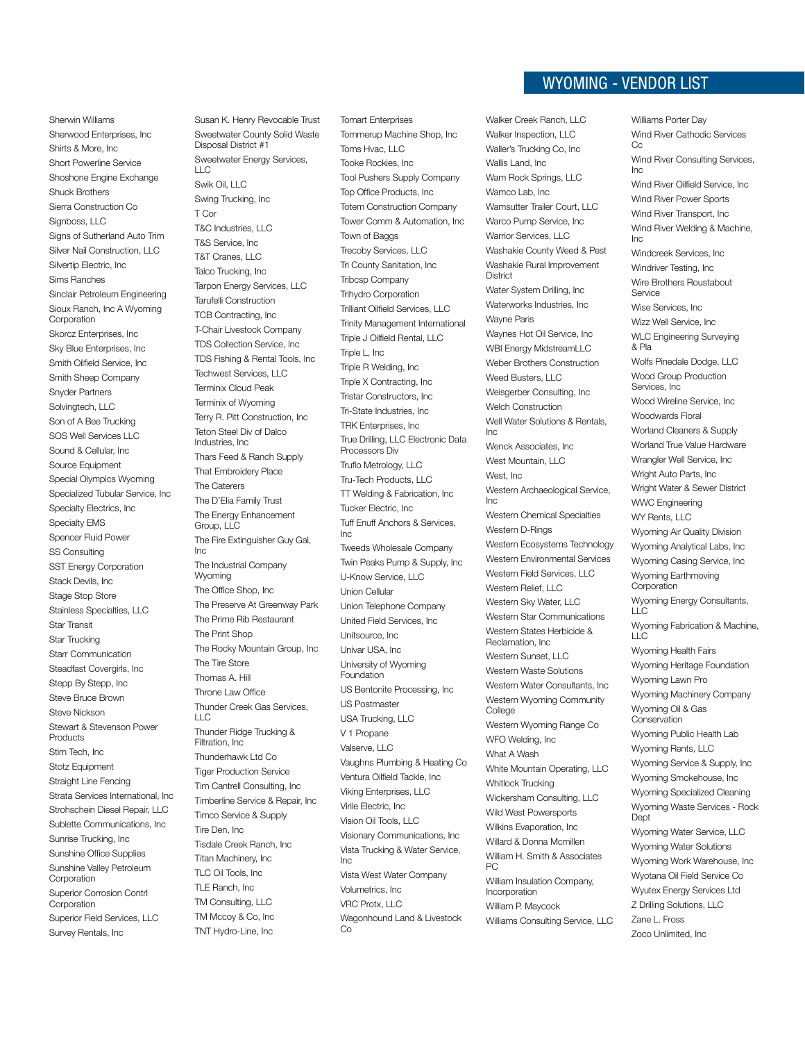# WYOMING - VENDOR LIST

Sherwin Williams
Sherwood Enterprises, Inc
Shirts & More, Inc
Short Powerline Service
Shoshone Engine Exchange
Shuck Brothers
Sierra Construction Co
Signboss, LLC
Signs of Sutherland Auto Trim
Silver Nail Construction, LLC
Silvertip Electric, Inc
Sims Ranches
Sinclair Petroleum Engineering
Sioux Ranch, Inc A Wyoming Corporation
Skorcz Enterprises, Inc
Sky Blue Enterprises, Inc
Smith Oilfield Service, Inc
Smith Sheep Company
Snyder Partners
Solvingtech, LLC
Son of A Bee Trucking
SOS Well Services LLC
Sound & Cellular, Inc
Source Equipment
Special Olympics Wyoming
Specialized Tubular Service, Inc
Specialty Electrics, Inc
Specialty EMS
Spencer Fluid Power
SS Consulting
SST Energy Corporation
Stack Devils, Inc
Stage Stop Store
Stainless Specialties, LLC
Star Transit
Star Trucking
Starr Communication
Steadfast Covergirls, Inc
Stepp By Stepp, Inc
Steve Bruce Brown
Steve Nickson
Stewart & Stevenson Power Products
Stim Tech, Inc
Stotz Equipment
Straight Line Fencing
Strata Services International, Inc
Strohschein Diesel Repair, LLC
Sublette Communications, Inc
Sunrise Trucking, Inc
Sunshine Office Supplies
Sunshine Valley Petroleum Corporation
Superior Corrosion Contrl Corporation
Superior Field Services, LLC
Survey Rentals, Inc
Susan K. Henry Revocable Trust
Sweetwater County Solid Waste Disposal District #1
Sweetwater Energy Services, LLC
Swik Oil, LLC
Swing Trucking, Inc
T Cor
T&C Industries, LLC
T&S Service, Inc
T&T Cranes, LLC
Talco Trucking, Inc
Tarpon Energy Services, LLC
Tarufelli Construction
TCB Contracting, Inc
T-Chair Livestock Company
TDS Collection Service, Inc
TDS Fishing & Rental Tools, Inc
Techwest Services, LLC
Terminix Cloud Peak
Terminix of Wyoming
Terry R. Pitt Construction, Inc
Teton Steel Div of Dalco Industries, Inc
Thars Feed & Ranch Supply
That Embroidery Place
The Caterers
The D'Elia Family Trust
The Energy Enhancement Group, LLC
The Fire Extinguisher Guy Gal, Inc
The Industrial Company Wyoming
The Office Shop, Inc
The Preserve At Greenway Park
The Prime Rib Restaurant
The Print Shop
The Rocky Mountain Group, Inc
The Tire Store
Thomas A. Hill
Throne Law Office
Thunder Creek Gas Services, LLC
Thunder Ridge Trucking & Filtration, Inc
Thunderhawk Ltd Co
Tiger Production Service
Tim Cantrell Consulting, Inc
Timberline Service & Repair, Inc
Timco Service & Supply
Tire Den, Inc
Tisdale Creek Ranch, Inc
Titan Machinery, Inc
TLC Oil Tools, Inc
TLE Ranch, Inc
TM Consulting, LLC
TM Mccoy & Co, Inc
TNT Hydro-Line, Inc
Tomart Enterprises
Tommerup Machine Shop, Inc
Toms Hvac, LLC
Tooke Rockies, Inc
Tool Pushers Supply Company
Top Office Products, Inc
Totem Construction Company
Tower Comm & Automation, Inc
Town of Baggs
Trecoby Services, LLC
Tri County Sanitation, Inc
Tribcsp Company
Trihydro Corporation
Trilliant Oilfield Services, LLC
Trinity Management International
Triple J Oilfield Rental, LLC
Triple L, Inc
Triple R Welding, Inc
Triple X Contracting, Inc
Tristar Constructors, Inc
Tri-State Industries, Inc
TRK Enterprises, Inc
True Drilling, LLC Electronic Data Processors Div
Truflo Metrology, LLC
Tru-Tech Products, LLC
TT Welding & Fabrication, Inc
Tucker Electric, Inc
Tuff Enuff Anchors & Services, Inc
Tweeds Wholesale Company
Twin Peaks Pump & Supply, Inc
U-Know Service, LLC
Union Cellular
Union Telephone Company
United Field Services, Inc
Unitsource, Inc
Univar USA, Inc
University of Wyoming Foundation
US Bentonite Processing, Inc
US Postmaster
USA Trucking, LLC
V 1 Propane
Valserve, LLC
Vaughns Plumbing & Heating Co
Ventura Oilfield Tackle, Inc
Viking Enterprises, LLC
Virile Electric, Inc
Vision Oil Tools, LLC
Visionary Communications, Inc
Vista Trucking & Water Service, Inc
Vista West Water Company
Volumetrics, Inc
VRC Protx, LLC
Wagonhound Land & Livestock Co
Walker Creek Ranch, LLC
Walker Inspection, LLC
Waller's Trucking Co, Inc
Wallis Land, Inc
Wam Rock Springs, LLC
Wamco Lab, Inc
Wamsutter Trailer Court, LLC
Warco Pump Service, Inc
Warrior Services, LLC
Washakie County Weed & Pest
Washakie Rural Improvement District
Water System Drilling, Inc
Waterworks Industries, Inc
Wayne Paris
Waynes Hot Oil Service, Inc
WBI Energy MidstreamLLC
Weber Brothers Construction
Weed Busters, LLC
Weisgerber Consulting, Inc
Welch Construction
Well Water Solutions & Rentals, Inc
Wenck Associates, Inc
West Mountain, LLC
West, Inc
Western Archaeological Service, Inc
Western Chemical Specialties
Western D-Rings
Western Ecosystems Technology
Western Environmental Services
Western Field Services, LLC
Western Relief, LLC
Western Sky Water, LLC
Western Star Communications
Western States Herbicide & Reclamation, Inc
Western Sunset, LLC
Western Waste Solutions
Western Water Consultants, Inc
Western Wyoming Community College
Western Wyoming Range Co
WFO Welding, Inc
What A Wash
White Mountain Operating, LLC
Whitlock Trucking
Wickersham Consulting, LLC
Wild West Powersports
Wilkins Evaporation, Inc
Willard & Donna Mcmillen
William H. Smith & Associates PC
William Insulation Company, Incorporation
William P. Maycock
Williams Consulting Service, LLC
Williams Porter Day
Wind River Cathodic Services Cc
Wind River Consulting Services, Inc
Wind River Oilfield Service, Inc
Wind River Power Sports
Wind River Transport, Inc
Wind River Welding & Machine, Inc
Windcreek Services, Inc
Windriver Testing, Inc
Wire Brothers Roustabout Service
Wise Services, Inc
Wizz Well Service, Inc
WLC Engineering Surveying & Pla
Wolfs Pinedale Dodge, LLC
Wood Group Production Services, Inc
Wood Wireline Service, Inc
Woodwards Floral
Worland Cleaners & Supply
Worland True Value Hardware
Wrangler Well Service, Inc
Wright Auto Parts, Inc
Wright Water & Sewer District
WWC Engineering
WY Rents, LLC
Wyoming Air Quality Division
Wyoming Analytical Labs, Inc
Wyoming Casing Service, Inc
Wyoming Earthmoving Corporation
Wyoming Energy Consultants, LLC
Wyoming Fabrication & Machine, LLC
Wyoming Health Fairs
Wyoming Heritage Foundation
Wyoming Lawn Pro
Wyoming Machinery Company
Wyoming Oil & Gas Conservation
Wyoming Public Health Lab
Wyoming Rents, LLC
Wyoming Service & Supply, Inc
Wyoming Smokehouse, Inc
Wyoming Specialized Cleaning
Wyoming Waste Services - Rock Dept
Wyoming Water Service, LLC
Wyoming Water Solutions
Wyoming Work Warehouse, Inc
Wyotana Oil Field Service Co
Wyutex Energy Services Ltd
Z Drilling Solutions, LLC
Zane L. Fross
Zoco Unlimited, Inc